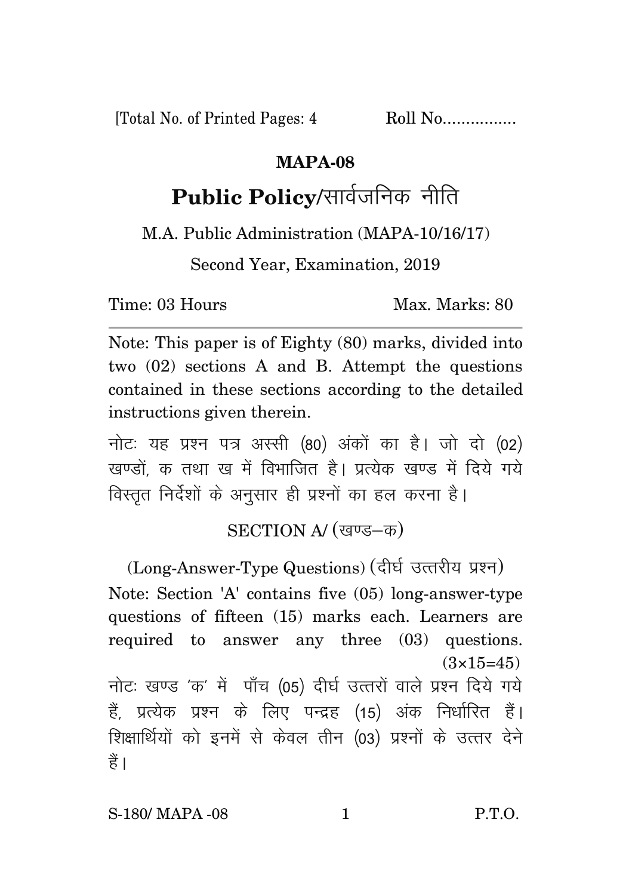[Total No. of Printed Pages: 4 Roll No................

## MAPA-08

# Public Policy/सार्वजनिक नीति

M.A. Public Administration (MAPA-10/16/17)

Second Year, Examination, 2019

Time: 03 Hours Max. Marks: 80

---

Note: This paper is of Eighty (80) marks, divided into two (02) sections A and B. Attempt the questions contained in these sections according to the detailed instructions given therein.

नोटः यह प्रश्न पत्र अस्सी (80) अंकों का है। जो दो (02) खण्डों, क तथा ख में विभाजित है। प्रत्येक खण्ड में दिये गये विस्तृत निर्देशों के अनुसार ही प्रश्नों का हल करना है।

### SECTION A/ (खण्ड–क)

(Long-Answer-Type Questions) (दीर्घ उत्तरीय प्रश्न)

Note: Section 'A' contains five (05) long-answer-type questions of fifteen (15) marks each. Learners are required to answer any three (03) questions. (3×15=45)

नोटः खण्ड 'क' में पाँच (05) दीर्घ उत्तरों वाले प्रश्न दिये गये हैं, प्रत्येक प्रश्न के लिए पन्द्रह (15) अंक निर्धारित हैं। शिक्षार्थियों को इनमें से केवल तीन (03) प्रश्नों के उत्तर देने हैं।

S-180/ MAPA -08 P.T.O.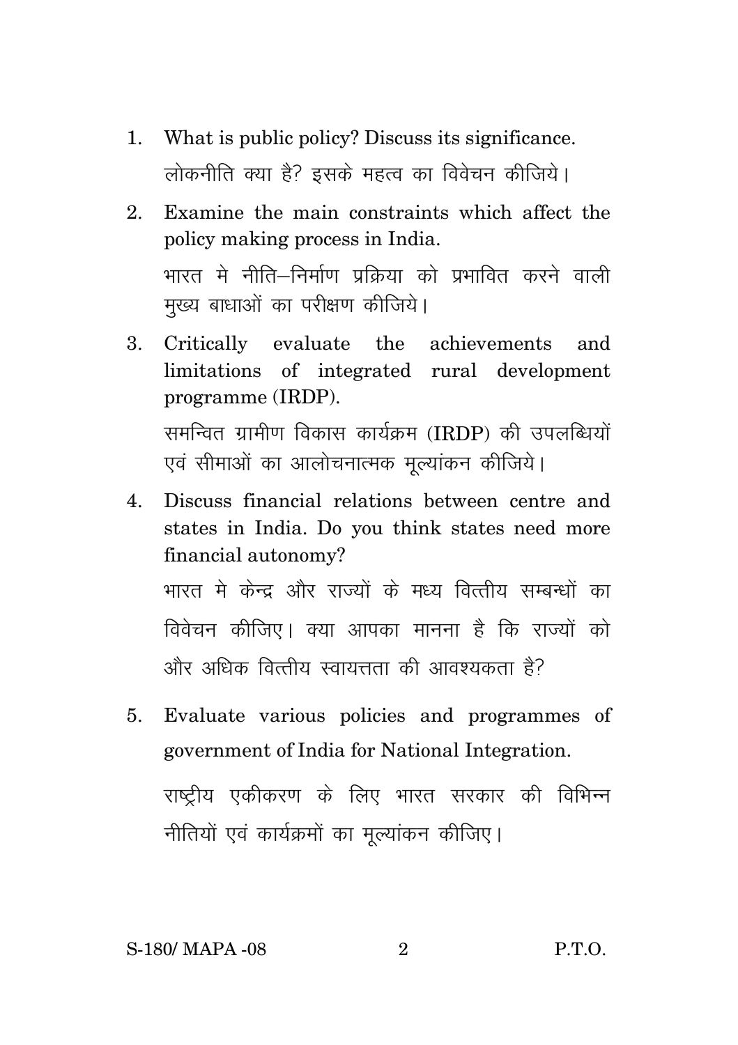1. What is public policy? Discuss its significance.

   लोकनीति क्या है? इसके महत्व का विवेचन कीजिये।

2. Examine the main constraints which affect the policy making process in India.

   भारत मे नीति–निर्माण प्रक्रिया को प्रभावित करने वाली मुख्य बाधाओं का परीक्षण कीजिये।

3. Critically evaluate the achievements and limitations of integrated rural development programme (IRDP).

   समन्वित ग्रामीण विकास कार्यक्रम (IRDP) की उपलब्धियों एवं सीमाओं का आलोचनात्मक मूल्यांकन कीजिये।

4. Discuss financial relations between centre and states in India. Do you think states need more financial autonomy?

   भारत मे केन्द्र और राज्यों के मध्य वित्तीय सम्बन्धों का विवेचन कीजिए। क्या आपका मानना है कि राज्यों को और अधिक वित्तीय स्वायत्तता की आवश्यकता है?

5. Evaluate various policies and programmes of government of India for National Integration.

   राष्ट्रीय एकीकरण के लिए भारत सरकार की विभिन्न नीतियों एवं कार्यक्रमों का मूल्यांकन कीजिए।

S-180/ MAPA -08 P.T.O.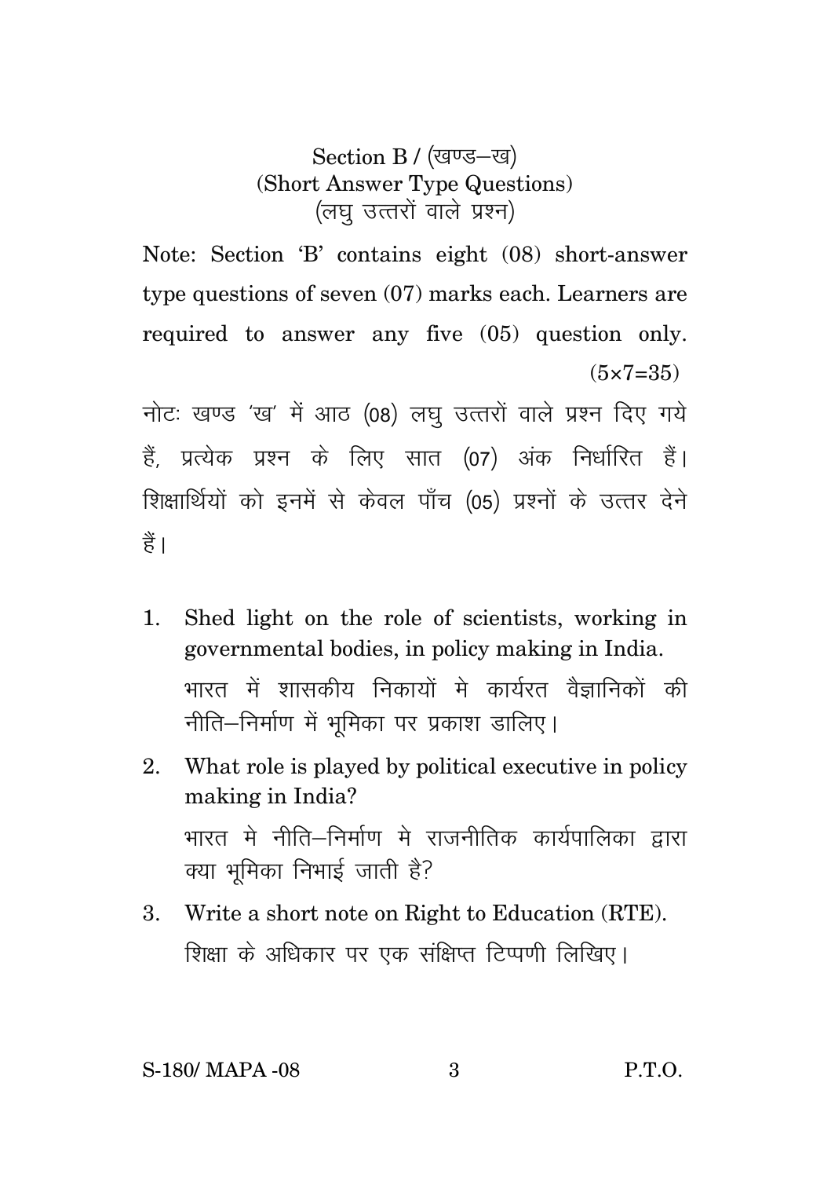## Section B / (खण्ड–ख)
### (Short Answer Type Questions)
### (लघु उत्तरों वाले प्रश्न)

Note: Section 'B' contains eight (08) short-answer type questions of seven (07) marks each. Learners are required to answer any five (05) question only. (5×7=35)

नोटः खण्ड 'ख' में आठ (08) लघु उत्तरों वाले प्रश्न दिए गये हैं, प्रत्येक प्रश्न के लिए सात (07) अंक निर्धारित हैं। शिक्षार्थियों को इनमें से केवल पाँच (05) प्रश्नों के उत्तर देने हैं।

1. Shed light on the role of scientists, working in governmental bodies, in policy making in India.

   भारत में शासकीय निकायों मे कार्यरत वैज्ञानिकों की नीति–निर्माण में भूमिका पर प्रकाश डालिए।

2. What role is played by political executive in policy making in India?

   भारत मे नीति–निर्माण मे राजनीतिक कार्यपालिका द्वारा क्या भूमिका निभाई जाती है?

3. Write a short note on Right to Education (RTE).

   शिक्षा के अधिकार पर एक संक्षिप्त टिप्पणी लिखिए।

S-180/ MAPA -08 P.T.O.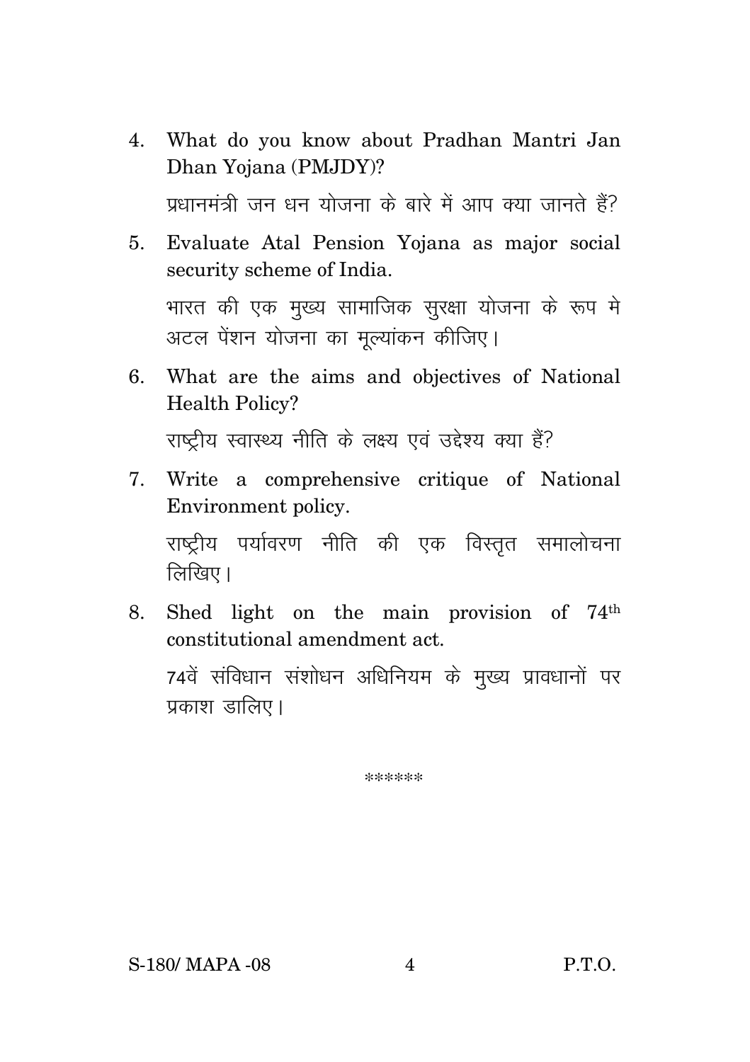4. What do you know about Pradhan Mantri Jan Dhan Yojana (PMJDY)?

   प्रधानमंत्री जन धन योजना के बारे में आप क्या जानते हैं?

5. Evaluate Atal Pension Yojana as major social security scheme of India.

   भारत की एक मुख्य सामाजिक सुरक्षा योजना के रूप मे अटल पेंशन योजना का मूल्यांकन कीजिए।

6. What are the aims and objectives of National Health Policy?

   राष्ट्रीय स्वास्थ्य नीति के लक्ष्य एवं उद्देश्य क्या हैं?

7. Write a comprehensive critique of National Environment policy.

   राष्ट्रीय पर्यावरण नीति की एक विस्तृत समालोचना लिखिए।

8. Shed light on the main provision of 74th constitutional amendment act.

   74वें संविधान संशोधन अधिनियम के मुख्य प्रावधानों पर प्रकाश डालिए।

******

S-180/ MAPA -08

P.T.O.